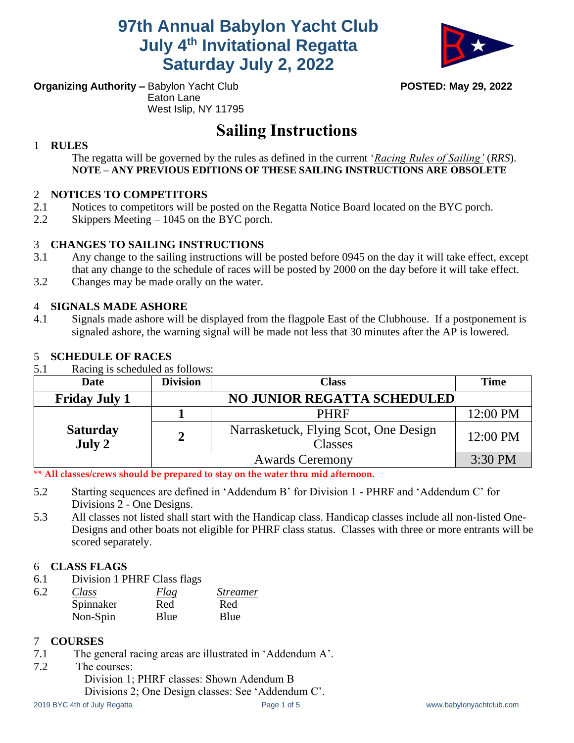# 97th Annual Babylon Yacht Club July 4th Invitational Regatta Saturday July 2, 2022

**Organizing Authority –** Babylon Yacht Club
Eaton Lane
West Islip, NY 11795

**POSTED: May 29, 2022**

# Sailing Instructions

## 1 RULES

The regatta will be governed by the rules as defined in the current '*Racing Rules of Sailing'* (*RRS*).
**NOTE – ANY PREVIOUS EDITIONS OF THESE SAILING INSTRUCTIONS ARE OBSOLETE**

## 2 NOTICES TO COMPETITORS

2.1 Notices to competitors will be posted on the Regatta Notice Board located on the BYC porch.

2.2 Skippers Meeting – 1045 on the BYC porch.

## 3 CHANGES TO SAILING INSTRUCTIONS

3.1 Any change to the sailing instructions will be posted before 0945 on the day it will take effect, except that any change to the schedule of races will be posted by 2000 on the day before it will take effect.

3.2 Changes may be made orally on the water.

## 4 SIGNALS MADE ASHORE

4.1 Signals made ashore will be displayed from the flagpole East of the Clubhouse. If a postponement is signaled ashore, the warning signal will be made not less that 30 minutes after the AP is lowered.

## 5 SCHEDULE OF RACES

5.1 Racing is scheduled as follows:

| Date | Division | Class | Time |
|---|---|---|---|
| **Friday July 1** | **NO JUNIOR REGATTA SCHEDULED** | | |
| **Saturday July 2** | **1** | PHRF | 12:00 PM |
| | **2** | Narrasketuck, Flying Scot, One Design Classes | 12:00 PM |
| | Awards Ceremony | | 3:30 PM |

**\*\* All classes/crews should be prepared to stay on the water thru mid afternoon.**

5.2 Starting sequences are defined in 'Addendum B' for Division 1 - PHRF and 'Addendum C' for Divisions 2 - One Designs.

5.3 All classes not listed shall start with the Handicap class. Handicap classes include all non-listed One-Designs and other boats not eligible for PHRF class status. Classes with three or more entrants will be scored separately.

## 6 CLASS FLAGS

6.1 Division 1 PHRF Class flags

6.2

| *Class* | *Flag* | *Streamer* |
|---|---|---|
| Spinnaker | Red | Red |
| Non-Spin | Blue | Blue |

## 7 COURSES

7.1 The general racing areas are illustrated in 'Addendum A'.

7.2 The courses:
Division 1; PHRF classes: Shown Adendum B
Divisions 2; One Design classes: See 'Addendum C'.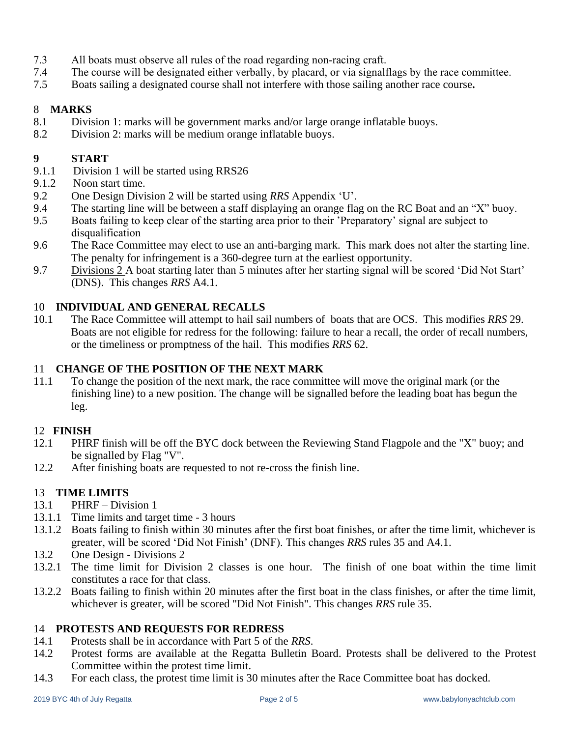7.3 All boats must observe all rules of the road regarding non-racing craft.

7.4 The course will be designated either verbally, by placard, or via signalflags by the race committee.

7.5 Boats sailing a designated course shall not interfere with those sailing another race course**.**

## 8 MARKS

8.1 Division 1: marks will be government marks and/or large orange inflatable buoys.

8.2 Division 2: marks will be medium orange inflatable buoys.

## 9 START

9.1.1 Division 1 will be started using RRS26

9.1.2 Noon start time.

9.2 One Design Division 2 will be started using *RRS* Appendix 'U'.

9.4 The starting line will be between a staff displaying an orange flag on the RC Boat and an "X" buoy.

9.5 Boats failing to keep clear of the starting area prior to their 'Preparatory' signal are subject to disqualification

9.6 The Race Committee may elect to use an anti-barging mark. This mark does not alter the starting line. The penalty for infringement is a 360-degree turn at the earliest opportunity.

9.7 Divisions 2 A boat starting later than 5 minutes after her starting signal will be scored 'Did Not Start' (DNS). This changes *RRS* A4.1.

## 10 INDIVIDUAL AND GENERAL RECALLS

10.1 The Race Committee will attempt to hail sail numbers of boats that are OCS. This modifies *RRS* 29. Boats are not eligible for redress for the following: failure to hear a recall, the order of recall numbers, or the timeliness or promptness of the hail. This modifies *RRS* 62.

## 11 CHANGE OF THE POSITION OF THE NEXT MARK

11.1 To change the position of the next mark, the race committee will move the original mark (or the finishing line) to a new position. The change will be signalled before the leading boat has begun the leg.

## 12 FINISH

12.1 PHRF finish will be off the BYC dock between the Reviewing Stand Flagpole and the "X" buoy; and be signalled by Flag "V".

12.2 After finishing boats are requested to not re-cross the finish line.

## 13 TIME LIMITS

13.1 PHRF – Division 1

13.1.1 Time limits and target time - 3 hours

13.1.2 Boats failing to finish within 30 minutes after the first boat finishes, or after the time limit, whichever is greater, will be scored 'Did Not Finish' (DNF). This changes *RRS* rules 35 and A4.1.

13.2 One Design - Divisions 2

13.2.1 The time limit for Division 2 classes is one hour. The finish of one boat within the time limit constitutes a race for that class.

13.2.2 Boats failing to finish within 20 minutes after the first boat in the class finishes, or after the time limit, whichever is greater, will be scored "Did Not Finish". This changes *RRS* rule 35.

## 14 PROTESTS AND REQUESTS FOR REDRESS

14.1 Protests shall be in accordance with Part 5 of the *RRS*.

14.2 Protest forms are available at the Regatta Bulletin Board. Protests shall be delivered to the Protest Committee within the protest time limit.

14.3 For each class, the protest time limit is 30 minutes after the Race Committee boat has docked.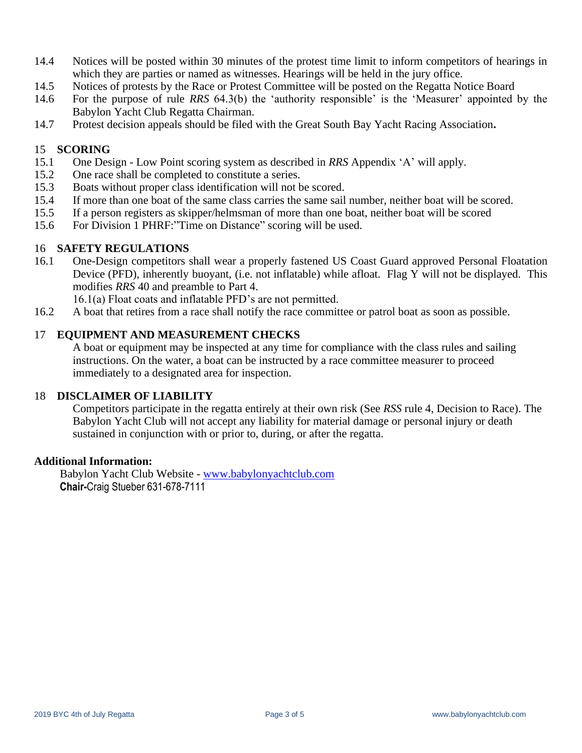14.4 Notices will be posted within 30 minutes of the protest time limit to inform competitors of hearings in which they are parties or named as witnesses. Hearings will be held in the jury office.

14.5 Notices of protests by the Race or Protest Committee will be posted on the Regatta Notice Board

14.6 For the purpose of rule *RRS* 64.3(b) the 'authority responsible' is the 'Measurer' appointed by the Babylon Yacht Club Regatta Chairman.

14.7 Protest decision appeals should be filed with the Great South Bay Yacht Racing Association**.**

## 15 SCORING

15.1 One Design - Low Point scoring system as described in *RRS* Appendix 'A' will apply.

15.2 One race shall be completed to constitute a series.

15.3 Boats without proper class identification will not be scored.

15.4 If more than one boat of the same class carries the same sail number, neither boat will be scored.

15.5 If a person registers as skipper/helmsman of more than one boat, neither boat will be scored

15.6 For Division 1 PHRF:"Time on Distance" scoring will be used.

## 16 SAFETY REGULATIONS

16.1 One-Design competitors shall wear a properly fastened US Coast Guard approved Personal Floatation Device (PFD), inherently buoyant, (i.e. not inflatable) while afloat. Flag Y will not be displayed. This modifies *RRS* 40 and preamble to Part 4.

16.1(a) Float coats and inflatable PFD's are not permitted.

16.2 A boat that retires from a race shall notify the race committee or patrol boat as soon as possible.

## 17 EQUIPMENT AND MEASUREMENT CHECKS

A boat or equipment may be inspected at any time for compliance with the class rules and sailing instructions. On the water, a boat can be instructed by a race committee measurer to proceed immediately to a designated area for inspection.

## 18 DISCLAIMER OF LIABILITY

Competitors participate in the regatta entirely at their own risk (See *RSS* rule 4, Decision to Race). The Babylon Yacht Club will not accept any liability for material damage or personal injury or death sustained in conjunction with or prior to, during, or after the regatta.

**Additional Information:**

Babylon Yacht Club Website - [www.babylonyachtclub.com](http://www.babylonyachtclub.com)

**Chair-**Craig Stueber 631-678-7111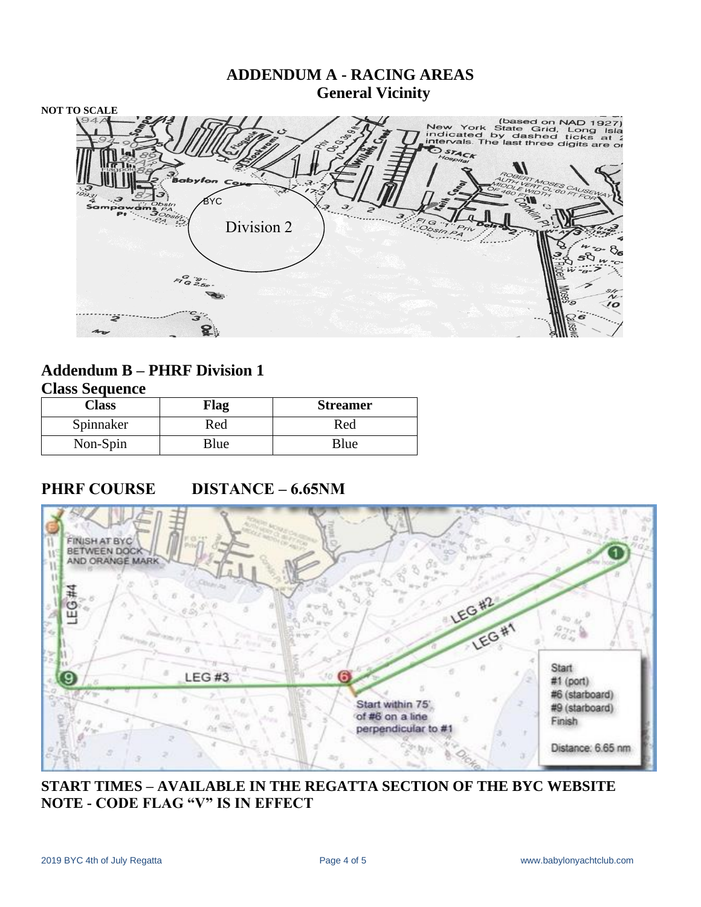# ADDENDUM A - RACING AREAS

## General Vicinity

**NOT TO SCALE**

## Addendum B – PHRF Division 1

### Class Sequence

| Class | Flag | Streamer |
|---|---|---|
| Spinnaker | Red | Red |
| Non-Spin | Blue | Blue |

## PHRF COURSE DISTANCE – 6.65NM

### START TIMES – AVAILABLE IN THE REGATTA SECTION OF THE BYC WEBSITE

### NOTE - CODE FLAG "V" IS IN EFFECT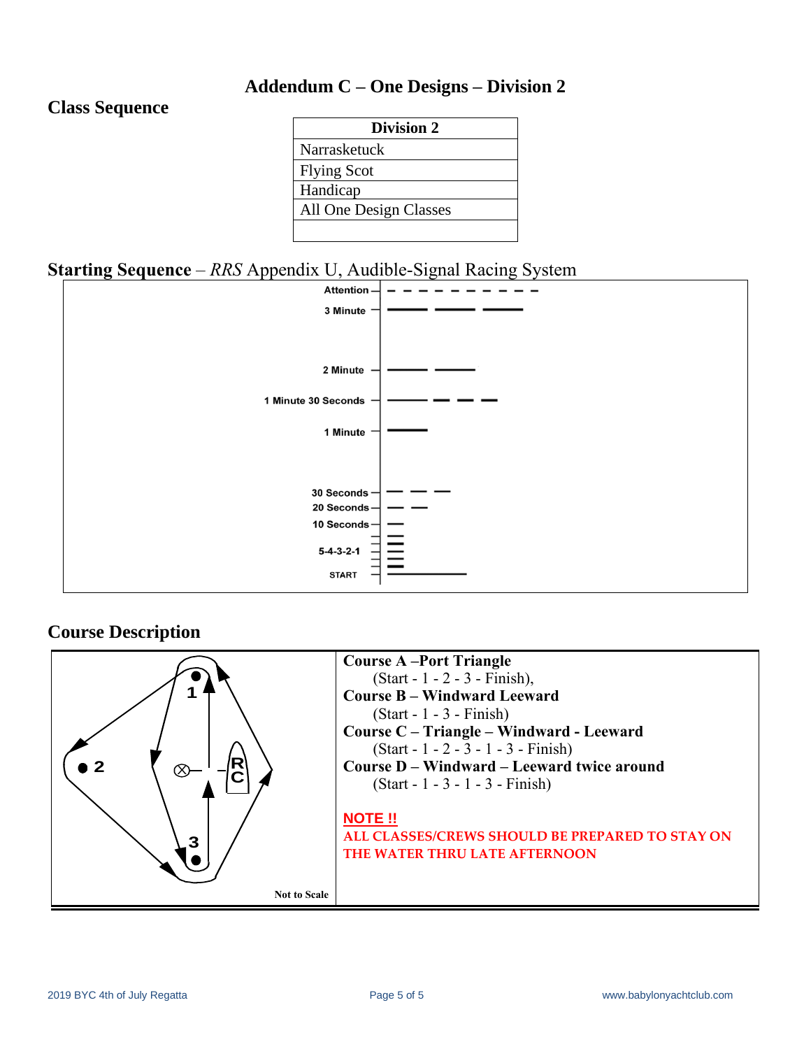# Addendum C – One Designs – Division 2

## Class Sequence

| Division 2 |
| --- |
| Narrasketuck |
| Flying Scot |
| Handicap |
| All One Design Classes |
| |

## Starting Sequence – *RRS* Appendix U, Audible-Signal Racing System

Attention
3 Minute
2 Minute
1 Minute 30 Seconds
1 Minute
30 Seconds
20 Seconds
10 Seconds
5-4-3-2-1
START

## Course Description

1
2
3
RC
Not to Scale

**Course A –Port Triangle**
(Start - 1 - 2 - 3 - Finish),

**Course B – Windward Leeward**
(Start - 1 - 3 - Finish)

**Course C – Triangle – Windward - Leeward**
(Start - 1 - 2 - 3 - 1 - 3 - Finish)

**Course D – Windward – Leeward twice around**
(Start - 1 - 3 - 1 - 3 - Finish)

**NOTE !!**
**ALL CLASSES/CREWS SHOULD BE PREPARED TO STAY ON THE WATER THRU LATE AFTERNOON**